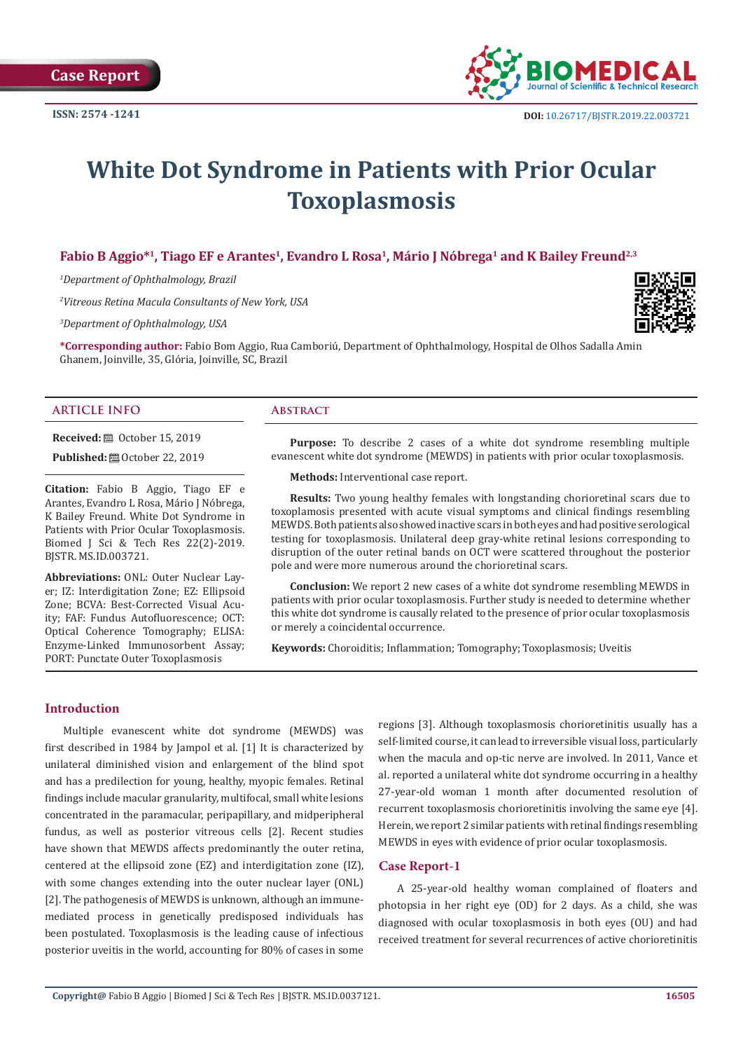Case Report

ISSN: 2574 -1241

DOI: 10.26717/BJSTR.2019.22.003721

# White Dot Syndrome in Patients with Prior Ocular Toxoplasmosis

**Fabio B Aggio*[1], Tiago EF e Arantes[1], Evandro L Rosa[1], Mário J Nóbrega[1] and K Bailey Freund[2,3]**

*[1]Department of Ophthalmology, Brazil*

*[2]Vitreous Retina Macula Consultants of New York, USA*

*[3]Department of Ophthalmology, USA*

**\*Corresponding author:** Fabio Bom Aggio, Rua Camboriú, Department of Ophthalmology, Hospital de Olhos Sadalla Amin Ghanem, Joinville, 35, Glória, Joinville, SC, Brazil

## ARTICLE INFO

**Received:** October 15, 2019

**Published:** October 22, 2019

**Citation:** Fabio B Aggio, Tiago EF e Arantes, Evandro L Rosa, Mário J Nóbrega, K Bailey Freund. White Dot Syndrome in Patients with Prior Ocular Toxoplasmosis. Biomed J Sci & Tech Res 22(2)-2019. BJSTR. MS.ID.003721.

**Abbreviations:** ONL: Outer Nuclear Layer; IZ: Interdigitation Zone; EZ: Ellipsoid Zone; BCVA: Best-Corrected Visual Acuity; FAF: Fundus Autofluorescence; OCT: Optical Coherence Tomography; ELISA: Enzyme-Linked Immunosorbent Assay; PORT: Punctate Outer Toxoplasmosis

## Abstract

**Purpose:** To describe 2 cases of a white dot syndrome resembling multiple evanescent white dot syndrome (MEWDS) in patients with prior ocular toxoplasmosis.

**Methods:** Interventional case report.

**Results:** Two young healthy females with longstanding chorioretinal scars due to toxoplamosis presented with acute visual symptoms and clinical findings resembling MEWDS. Both patients also showed inactive scars in both eyes and had positive serological testing for toxoplasmosis. Unilateral deep gray-white retinal lesions corresponding to disruption of the outer retinal bands on OCT were scattered throughout the posterior pole and were more numerous around the chorioretinal scars.

**Conclusion:** We report 2 new cases of a white dot syndrome resembling MEWDS in patients with prior ocular toxoplasmosis. Further study is needed to determine whether this white dot syndrome is causally related to the presence of prior ocular toxoplasmosis or merely a coincidental occurrence.

**Keywords:** Choroiditis; Inflammation; Tomography; Toxoplasmosis; Uveitis

## Introduction

Multiple evanescent white dot syndrome (MEWDS) was first described in 1984 by Jampol et al. [1] It is characterized by unilateral diminished vision and enlargement of the blind spot and has a predilection for young, healthy, myopic females. Retinal findings include macular granularity, multifocal, small white lesions concentrated in the paramacular, peripapillary, and midperipheral fundus, as well as posterior vitreous cells [2]. Recent studies have shown that MEWDS affects predominantly the outer retina, centered at the ellipsoid zone (EZ) and interdigitation zone (IZ), with some changes extending into the outer nuclear layer (ONL) [2]. The pathogenesis of MEWDS is unknown, although an immune-mediated process in genetically predisposed individuals has been postulated. Toxoplasmosis is the leading cause of infectious posterior uveitis in the world, accounting for 80% of cases in some regions [3]. Although toxoplasmosis chorioretinitis usually has a self-limited course, it can lead to irreversible visual loss, particularly when the macula and op-tic nerve are involved. In 2011, Vance et al. reported a unilateral white dot syndrome occurring in a healthy 27-year-old woman 1 month after documented resolution of recurrent toxoplasmosis chorioretinitis involving the same eye [4]. Herein, we report 2 similar patients with retinal findings resembling MEWDS in eyes with evidence of prior ocular toxoplasmosis.

## Case Report-1

A 25-year-old healthy woman complained of floaters and photopsia in her right eye (OD) for 2 days. As a child, she was diagnosed with ocular toxoplasmosis in both eyes (OU) and had received treatment for several recurrences of active chorioretinitis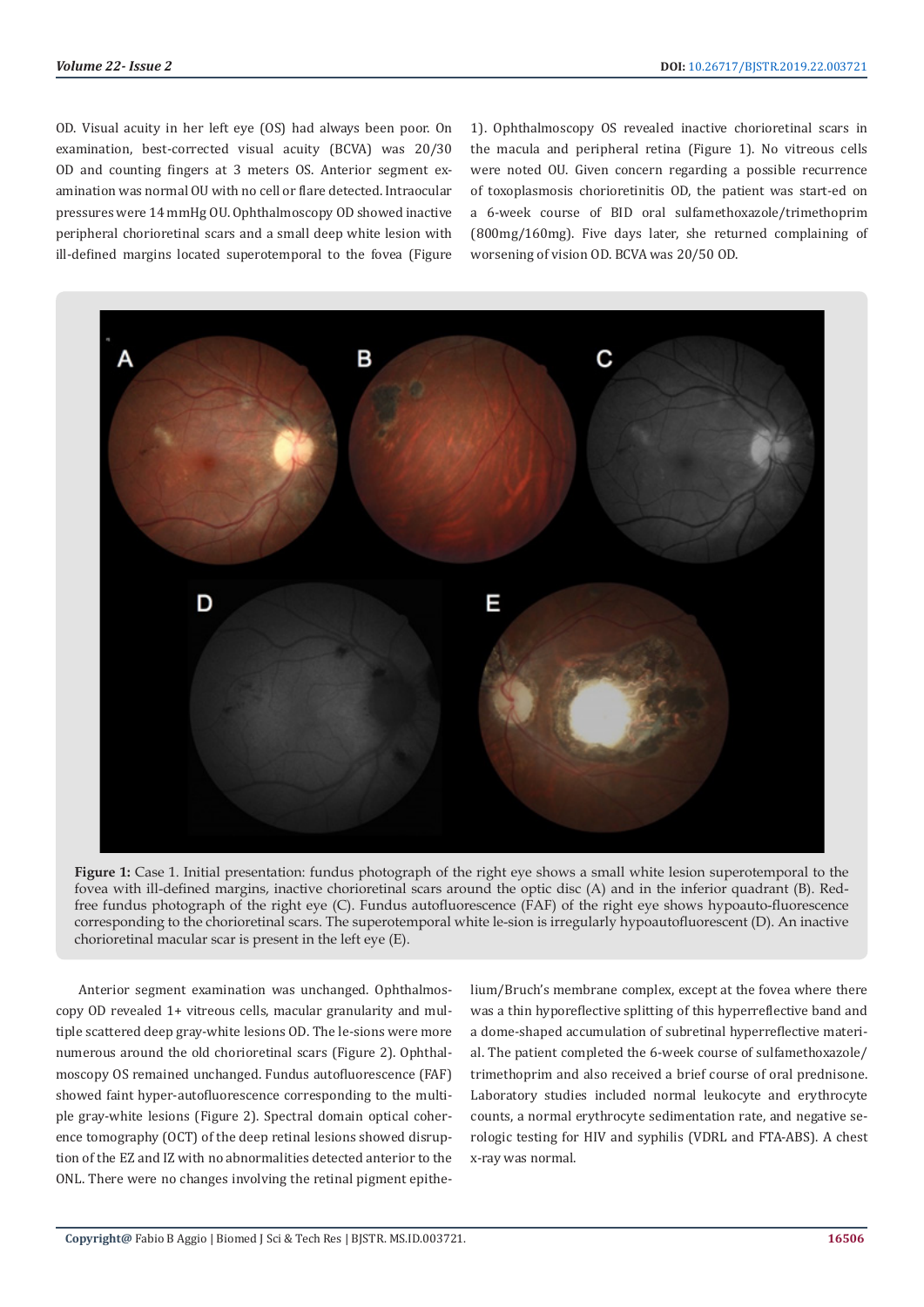OD. Visual acuity in her left eye (OS) had always been poor. On examination, best-corrected visual acuity (BCVA) was 20/30 OD and counting fingers at 3 meters OS. Anterior segment examination was normal OU with no cell or flare detected. Intraocular pressures were 14 mmHg OU. Ophthalmoscopy OD showed inactive peripheral chorioretinal scars and a small deep white lesion with ill-defined margins located superotemporal to the fovea (Figure 1). Ophthalmoscopy OS revealed inactive chorioretinal scars in the macula and peripheral retina (Figure 1). No vitreous cells were noted OU. Given concern regarding a possible recurrence of toxoplasmosis chorioretinitis OD, the patient was start-ed on a 6-week course of BID oral sulfamethoxazole/trimethoprim (800mg/160mg). Five days later, she returned complaining of worsening of vision OD. BCVA was 20/50 OD.

**Figure 1:** Case 1. Initial presentation: fundus photograph of the right eye shows a small white lesion superotemporal to the fovea with ill-defined margins, inactive chorioretinal scars around the optic disc (A) and in the inferior quadrant (B). Red-free fundus photograph of the right eye (C). Fundus autofluorescence (FAF) of the right eye shows hypoauto-fluorescence corresponding to the chorioretinal scars. The superotemporal white le-sion is irregularly hypoautofluorescent (D). An inactive chorioretinal macular scar is present in the left eye (E).

Anterior segment examination was unchanged. Ophthalmoscopy OD revealed 1+ vitreous cells, macular granularity and multiple scattered deep gray-white lesions OD. The le-sions were more numerous around the old chorioretinal scars (Figure 2). Ophthalmoscopy OS remained unchanged. Fundus autofluorescence (FAF) showed faint hyper-autofluorescence corresponding to the multiple gray-white lesions (Figure 2). Spectral domain optical coherence tomography (OCT) of the deep retinal lesions showed disruption of the EZ and IZ with no abnormalities detected anterior to the ONL. There were no changes involving the retinal pigment epithelium/Bruch's membrane complex, except at the fovea where there was a thin hyporeflective splitting of this hyperreflective band and a dome-shaped accumulation of subretinal hyperreflective material. The patient completed the 6-week course of sulfamethoxazole/trimethoprim and also received a brief course of oral prednisone. Laboratory studies included normal leukocyte and erythrocyte counts, a normal erythrocyte sedimentation rate, and negative serologic testing for HIV and syphilis (VDRL and FTA-ABS). A chest x-ray was normal.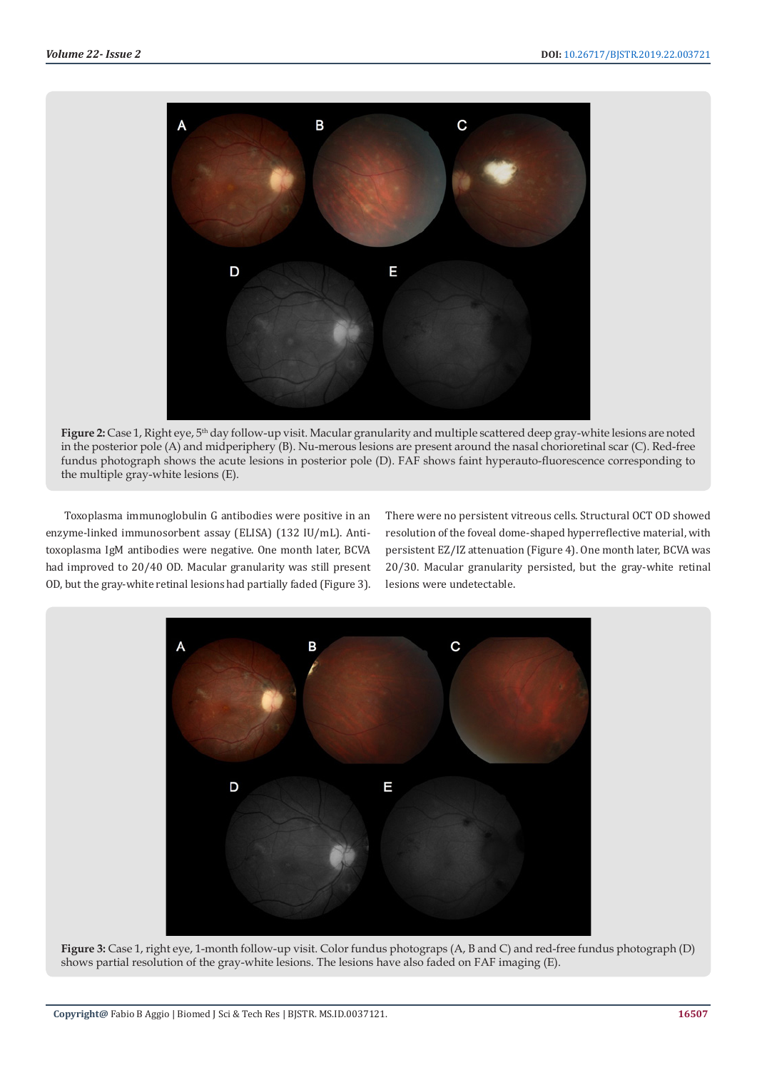**Figure 2:** Case 1, Right eye, 5th day follow-up visit. Macular granularity and multiple scattered deep gray-white lesions are noted in the posterior pole (A) and midperiphery (B). Nu-merous lesions are present around the nasal chorioretinal scar (C). Red-free fundus photograph shows the acute lesions in posterior pole (D). FAF shows faint hyperauto-fluorescence corresponding to the multiple gray-white lesions (E).

Toxoplasma immunoglobulin G antibodies were positive in an enzyme-linked immunosorbent assay (ELISA) (132 IU/mL). Anti-toxoplasma IgM antibodies were negative. One month later, BCVA had improved to 20/40 OD. Macular granularity was still present OD, but the gray-white retinal lesions had partially faded (Figure 3). There were no persistent vitreous cells. Structural OCT OD showed resolution of the foveal dome-shaped hyperreflective material, with persistent EZ/IZ attenuation (Figure 4). One month later, BCVA was 20/30. Macular granularity persisted, but the gray-white retinal lesions were undetectable.

**Figure 3:** Case 1, right eye, 1-month follow-up visit. Color fundus photograps (A, B and C) and red-free fundus photograph (D) shows partial resolution of the gray-white lesions. The lesions have also faded on FAF imaging (E).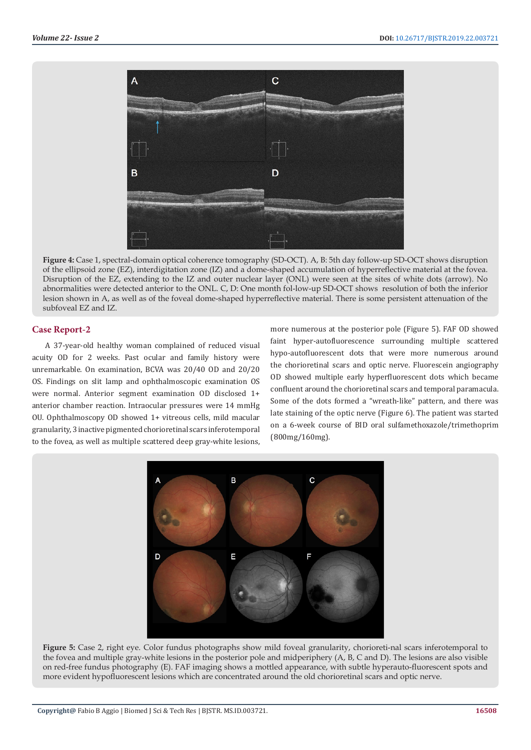**Figure 4:** Case 1, spectral-domain optical coherence tomography (SD-OCT). A, B: 5th day follow-up SD-OCT shows disruption of the ellipsoid zone (EZ), interdigitation zone (IZ) and a dome-shaped accumulation of hyperreflective material at the fovea. Disruption of the EZ, extending to the IZ and outer nuclear layer (ONL) were seen at the sites of white dots (arrow). No abnormalities were detected anterior to the ONL. C, D: One month fol-low-up SD-OCT shows resolution of both the inferior lesion shown in A, as well as of the foveal dome-shaped hyperreflective material. There is some persistent attenuation of the subfoveal EZ and IZ.

## Case Report-2

A 37-year-old healthy woman complained of reduced visual acuity OD for 2 weeks. Past ocular and family history were unremarkable. On examination, BCVA was 20/40 OD and 20/20 OS. Findings on slit lamp and ophthalmoscopic examination OS were normal. Anterior segment examination OD disclosed 1+ anterior chamber reaction. Intraocular pressures were 14 mmHg OU. Ophthalmoscopy OD showed 1+ vitreous cells, mild macular granularity, 3 inactive pigmented chorioretinal scars inferotemporal to the fovea, as well as multiple scattered deep gray-white lesions, more numerous at the posterior pole (Figure 5). FAF OD showed faint hyper-autofluorescence surrounding multiple scattered hypo-autofluorescent dots that were more numerous around the chorioretinal scars and optic nerve. Fluorescein angiography OD showed multiple early hyperfluorescent dots which became confluent around the chorioretinal scars and temporal paramacula. Some of the dots formed a "wreath-like" pattern, and there was late staining of the optic nerve (Figure 6). The patient was started on a 6-week course of BID oral sulfamethoxazole/trimethoprim (800mg/160mg).

**Figure 5:** Case 2, right eye. Color fundus photographs show mild foveal granularity, chorioreti-nal scars inferotemporal to the fovea and multiple gray-white lesions in the posterior pole and midperiphery (A, B, C and D). The lesions are also visible on red-free fundus photography (E). FAF imaging shows a mottled appearance, with subtle hyperauto-fluorescent spots and more evident hypofluorescent lesions which are concentrated around the old chorioretinal scars and optic nerve.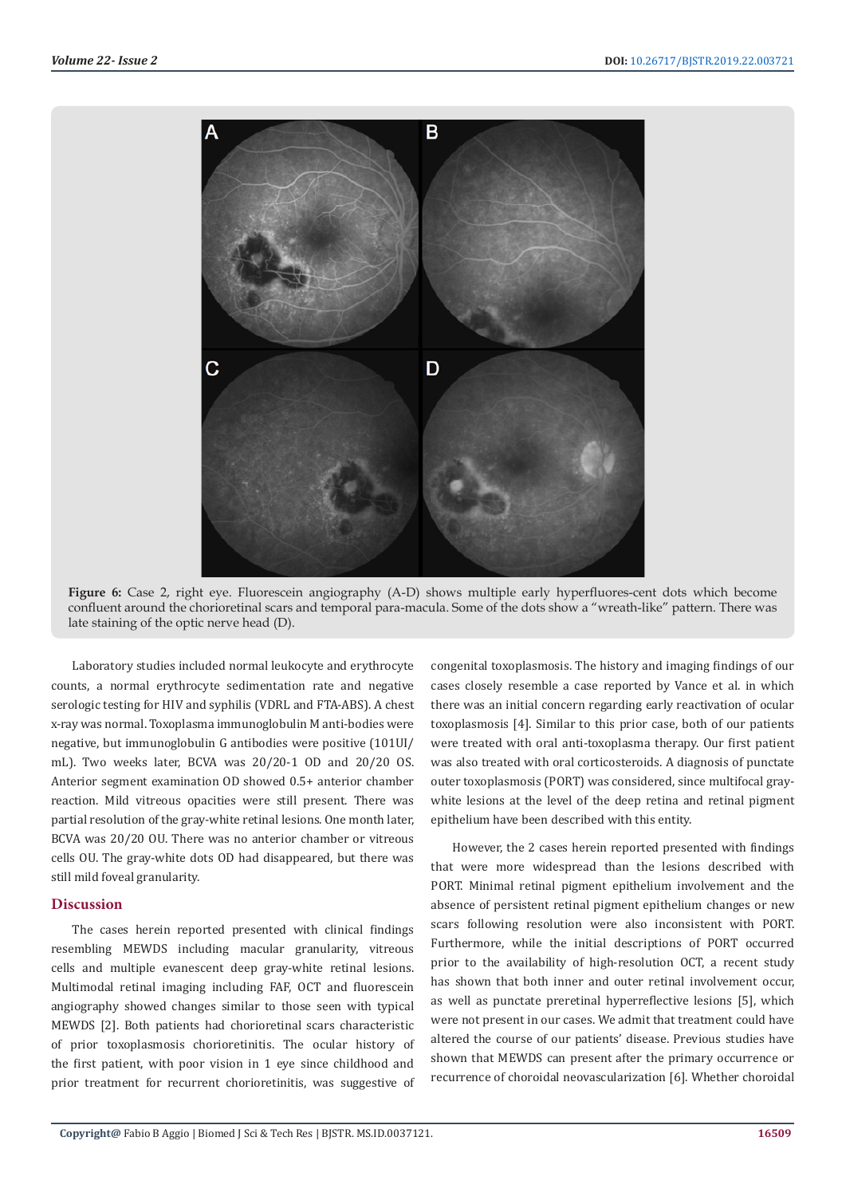**Figure 6:** Case 2, right eye. Fluorescein angiography (A-D) shows multiple early hyperfluores-cent dots which become confluent around the chorioretinal scars and temporal para-macula. Some of the dots show a "wreath-like" pattern. There was late staining of the optic nerve head (D).

Laboratory studies included normal leukocyte and erythrocyte counts, a normal erythrocyte sedimentation rate and negative serologic testing for HIV and syphilis (VDRL and FTA-ABS). A chest x-ray was normal. Toxoplasma immunoglobulin M anti-bodies were negative, but immunoglobulin G antibodies were positive (101UI/mL). Two weeks later, BCVA was 20/20-1 OD and 20/20 OS. Anterior segment examination OD showed 0.5+ anterior chamber reaction. Mild vitreous opacities were still present. There was partial resolution of the gray-white retinal lesions. One month later, BCVA was 20/20 OU. There was no anterior chamber or vitreous cells OU. The gray-white dots OD had disappeared, but there was still mild foveal granularity.

## Discussion

The cases herein reported presented with clinical findings resembling MEWDS including macular granularity, vitreous cells and multiple evanescent deep gray-white retinal lesions. Multimodal retinal imaging including FAF, OCT and fluorescein angiography showed changes similar to those seen with typical MEWDS [2]. Both patients had chorioretinal scars characteristic of prior toxoplasmosis chorioretinitis. The ocular history of the first patient, with poor vision in 1 eye since childhood and prior treatment for recurrent chorioretinitis, was suggestive of congenital toxoplasmosis. The history and imaging findings of our cases closely resemble a case reported by Vance et al. in which there was an initial concern regarding early reactivation of ocular toxoplasmosis [4]. Similar to this prior case, both of our patients were treated with oral anti-toxoplasma therapy. Our first patient was also treated with oral corticosteroids. A diagnosis of punctate outer toxoplasmosis (PORT) was considered, since multifocal gray-white lesions at the level of the deep retina and retinal pigment epithelium have been described with this entity.

However, the 2 cases herein reported presented with findings that were more widespread than the lesions described with PORT. Minimal retinal pigment epithelium involvement and the absence of persistent retinal pigment epithelium changes or new scars following resolution were also inconsistent with PORT. Furthermore, while the initial descriptions of PORT occurred prior to the availability of high-resolution OCT, a recent study has shown that both inner and outer retinal involvement occur, as well as punctate preretinal hyperreflective lesions [5], which were not present in our cases. We admit that treatment could have altered the course of our patients' disease. Previous studies have shown that MEWDS can present after the primary occurrence or recurrence of choroidal neovascularization [6]. Whether choroidal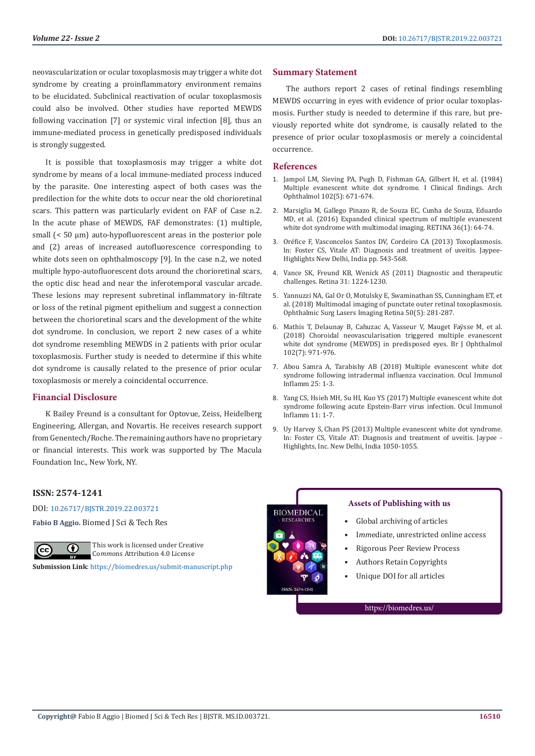neovascularization or ocular toxoplasmosis may trigger a white dot syndrome by creating a proinflammatory environment remains to be elucidated. Subclinical reactivation of ocular toxoplasmosis could also be involved. Other studies have reported MEWDS following vaccination [7] or systemic viral infection [8], thus an immune-mediated process in genetically predisposed individuals is strongly suggested.

It is possible that toxoplasmosis may trigger a white dot syndrome by means of a local immune-mediated process induced by the parasite. One interesting aspect of both cases was the predilection for the white dots to occur near the old chorioretinal scars. This pattern was particularly evident on FAF of Case n.2. In the acute phase of MEWDS, FAF demonstrates: (1) multiple, small (< 50 μm) auto-hypofluorescent areas in the posterior pole and (2) areas of increased autofluorescence corresponding to white dots seen on ophthalmoscopy [9]. In the case n.2, we noted multiple hypo-autofluorescent dots around the chorioretinal scars, the optic disc head and near the inferotemporal vascular arcade. These lesions may represent subretinal inflammatory in-filtrate or loss of the retinal pigment epithelium and suggest a connection between the chorioretinal scars and the development of the white dot syndrome. In conclusion, we report 2 new cases of a white dot syndrome resembling MEWDS in 2 patients with prior ocular toxoplasmosis. Further study is needed to determine if this white dot syndrome is causally related to the presence of prior ocular toxoplasmosis or merely a coincidental occurrence.

## Financial Disclosure

K Bailey Freund is a consultant for Optovue, Zeiss, Heidelberg Engineering, Allergan, and Novartis. He receives research support from Genentech/Roche. The remaining authors have no proprietary or financial interests. This work was supported by The Macula Foundation Inc., New York, NY.

## Summary Statement

The authors report 2 cases of retinal findings resembling MEWDS occurring in eyes with evidence of prior ocular toxoplasmosis. Further study is needed to determine if this rare, but previously reported white dot syndrome, is causally related to the presence of prior ocular toxoplasmosis or merely a coincidental occurrence.

## References

1. Jampol LM, Sieving PA, Pugh D, Fishman GA, Gilbert H, et al. (1984) Multiple evanescent white dot syndrome. I Clinical findings. Arch Ophthalmol 102(5): 671-674.
2. Marsiglia M, Gallego Pinazo R, de Souza EC, Cunha de Souza, Eduardo MD, et al. (2016) Expanded clinical spectrum of multiple evanescent white dot syndrome with multimodal imaging. RETINA 36(1): 64-74.
3. Oréfice F, Vasconcelos Santos DV, Cordeiro CA (2013) Toxoplasmosis. In: Foster CS, Vitale AT: Diagnosis and treatment of uveitis. Jaypee-Highlights New Delhi, India pp. 543-568.
4. Vance SK, Freund KB, Wenick AS (2011) Diagnostic and therapeutic challenges. Retina 31: 1224-1230.
5. Yannuzzi NA, Gal Or O, Motulsky E, Swaminathan SS, Cunningham ET, et al. (2018) Multimodal imaging of punctate outer retinal toxoplasmosis. Ophthalmic Surg Lasers Imaging Retina 50(5): 281-287.
6. Mathis T, Delaunay B, Cahuzac A, Vasseur V, Mauget Faÿsse M, et al. (2018) Choroidal neovascularisation triggered multiple evanescent white dot syndrome (MEWDS) in predisposed eyes. Br J Ophthalmol 102(7): 971-976.
7. Abou Samra A, Tarabishy AB (2018) Multiple evanescent white dot syndrome following intradermal influenza vaccination. Ocul Immunol Inflamm 25: 1-3.
8. Yang CS, Hsieh MH, Su HI, Kuo YS (2017) Multiple evanescent white dot syndrome following acute Epstein-Barr virus infection. Ocul Immunol Inflamm 11: 1-7.
9. Uy Harvey S, Chan PS (2013) Multiple evanescent white dot syndrome. In: Foster CS, Vitale AT: Diagnosis and treatment of uveitis. Jaypee - Highlights, Inc. New Delhi, India 1050-1055.

**ISSN: 2574-1241**

DOI: 10.26717/BJSTR.2019.22.003721

**Fabio B Aggio.** Biomed J Sci & Tech Res

This work is licensed under Creative Commons Attribution 4.0 License

**Submission Link**: https://biomedres.us/submit-manuscript.php

### Assets of Publishing with us

- Global archiving of articles
- Immediate, unrestricted online access
- Rigorous Peer Review Process
- Authors Retain Copyrights
- Unique DOI for all articles

https://biomedres.us/